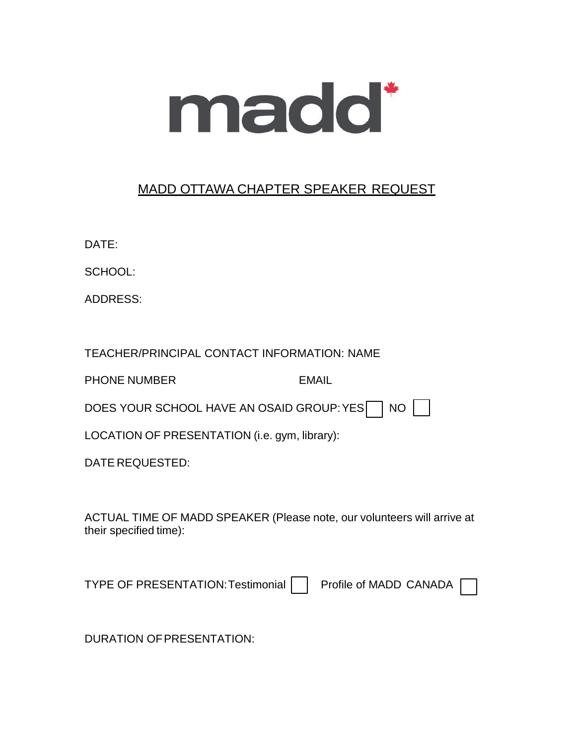madd

## MADD OTTAWA CHAPTER SPEAKER REQUEST

DATE:

SCHOOL:

ADDRESS:

TEACHER/PRINCIPAL CONTACT INFORMATION: NAME

PHONE NUMBER EMAIL

DOES YOUR SCHOOL HAVE AN OSAID GROUP: YES ☐ NO ☐

LOCATION OF PRESENTATION (i.e. gym, library):

DATE REQUESTED:

ACTUAL TIME OF MADD SPEAKER (Please note, our volunteers will arrive at their specified time):

TYPE OF PRESENTATION: Testimonial ☐ Profile of MADD CANADA ☐

DURATION OF PRESENTATION: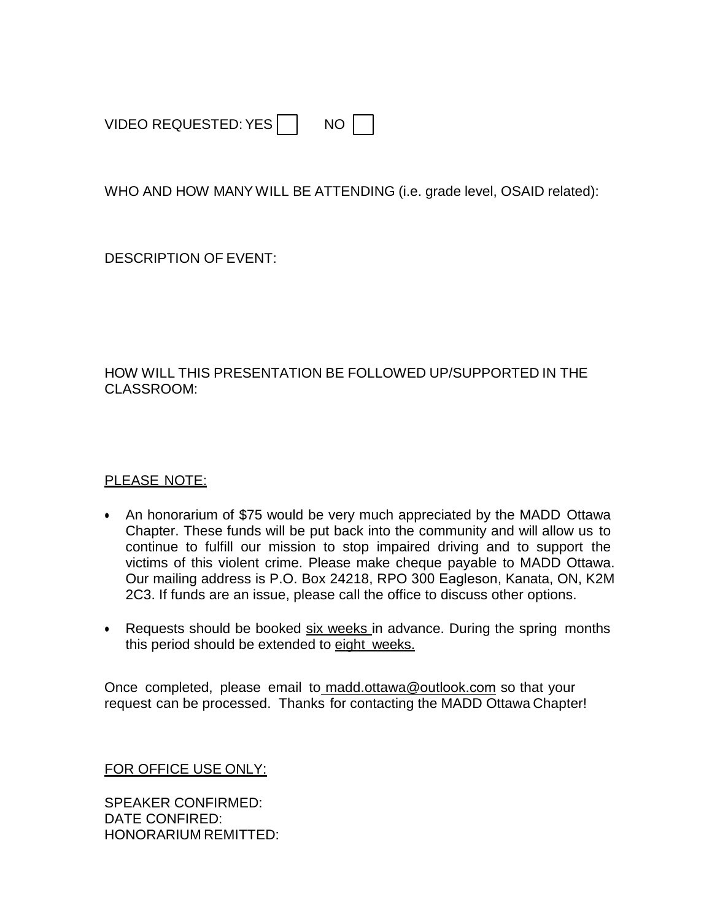VIDEO REQUESTED: YES ☐ NO ☐

WHO AND HOW MANY WILL BE ATTENDING (i.e. grade level, OSAID related):

DESCRIPTION OF EVENT:

HOW WILL THIS PRESENTATION BE FOLLOWED UP/SUPPORTED IN THE CLASSROOM:

PLEASE NOTE:

- An honorarium of $75 would be very much appreciated by the MADD Ottawa Chapter. These funds will be put back into the community and will allow us to continue to fulfill our mission to stop impaired driving and to support the victims of this violent crime. Please make cheque payable to MADD Ottawa. Our mailing address is P.O. Box 24218, RPO 300 Eagleson, Kanata, ON, K2M 2C3. If funds are an issue, please call the office to discuss other options.
- Requests should be booked six weeks in advance. During the spring months this period should be extended to eight weeks.

Once completed, please email to madd.ottawa@outlook.com so that your request can be processed. Thanks for contacting the MADD Ottawa Chapter!

FOR OFFICE USE ONLY:

SPEAKER CONFIRMED:
DATE CONFIRED:
HONORARIUM REMITTED: